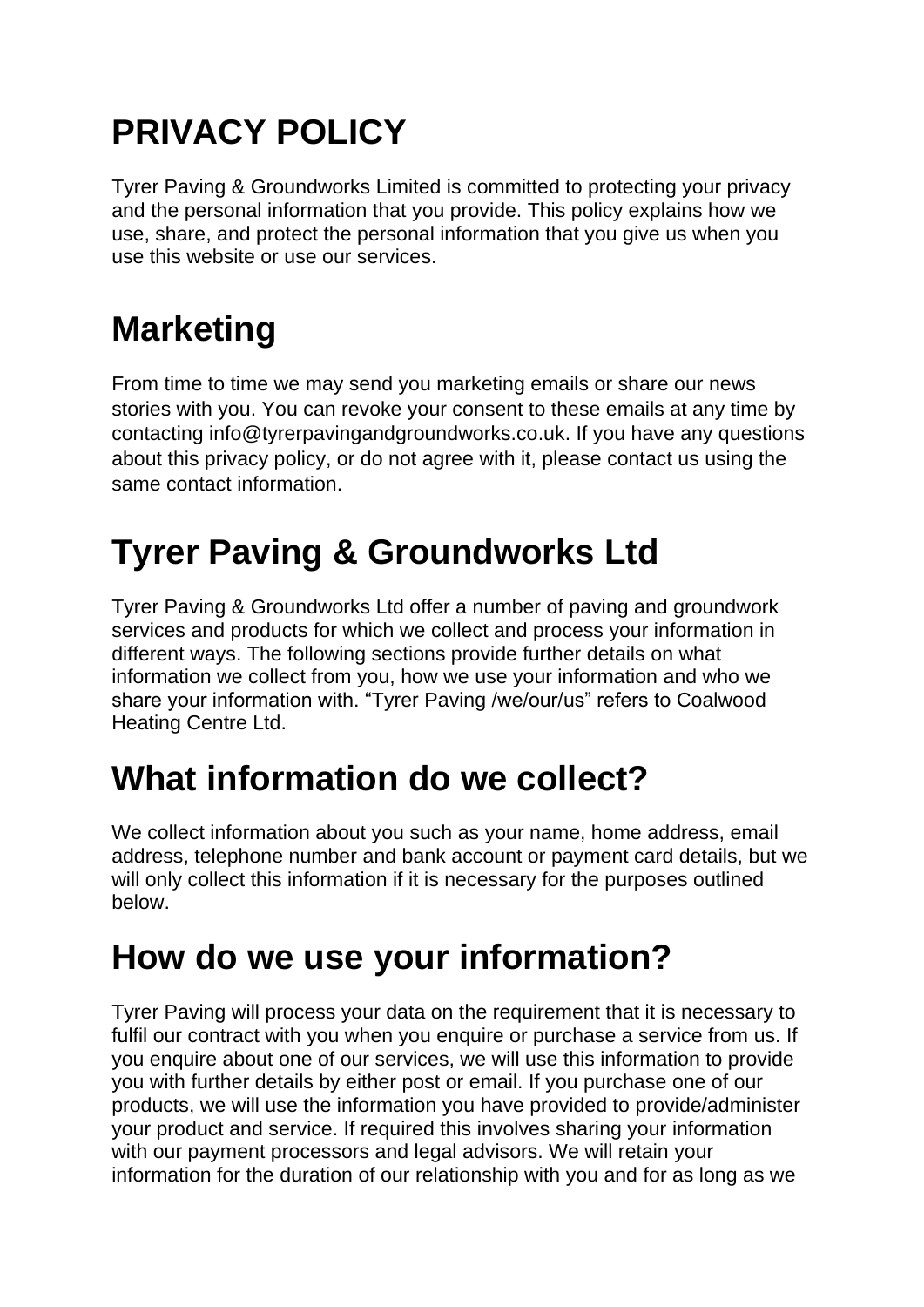# PRIVACY POLICY

Tyrer Paving & Groundworks Limited is committed to protecting your privacy and the personal information that you provide. This policy explains how we use, share, and protect the personal information that you give us when you use this website or use our services.

# Marketing

From time to time we may send you marketing emails or share our news stories with you. You can revoke your consent to these emails at any time by contacting info@tyrerpavingandgroundworks.co.uk. If you have any questions about this privacy policy, or do not agree with it, please contact us using the same contact information.

# Tyrer Paving & Groundworks Ltd

Tyrer Paving & Groundworks Ltd offer a number of paving and groundwork services and products for which we collect and process your information in different ways. The following sections provide further details on what information we collect from you, how we use your information and who we share your information with. "Tyrer Paving /we/our/us" refers to Coalwood Heating Centre Ltd.

# What information do we collect?

We collect information about you such as your name, home address, email address, telephone number and bank account or payment card details, but we will only collect this information if it is necessary for the purposes outlined below.

# How do we use your information?

Tyrer Paving will process your data on the requirement that it is necessary to fulfil our contract with you when you enquire or purchase a service from us. If you enquire about one of our services, we will use this information to provide you with further details by either post or email. If you purchase one of our products, we will use the information you have provided to provide/administer your product and service. If required this involves sharing your information with our payment processors and legal advisors. We will retain your information for the duration of our relationship with you and for as long as we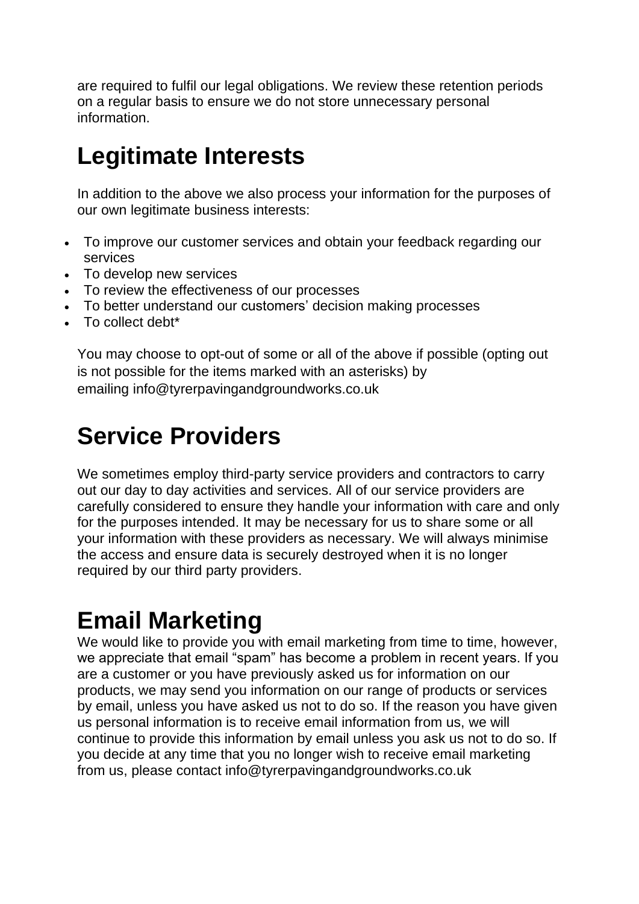are required to fulfil our legal obligations. We review these retention periods on a regular basis to ensure we do not store unnecessary personal information.

# Legitimate Interests

In addition to the above we also process your information for the purposes of our own legitimate business interests:

- To improve our customer services and obtain your feedback regarding our services
- To develop new services
- To review the effectiveness of our processes
- To better understand our customers' decision making processes
- To collect debt*

You may choose to opt-out of some or all of the above if possible (opting out is not possible for the items marked with an asterisks) by emailing info@tyrerpavingandgroundworks.co.uk

# Service Providers

We sometimes employ third-party service providers and contractors to carry out our day to day activities and services. All of our service providers are carefully considered to ensure they handle your information with care and only for the purposes intended. It may be necessary for us to share some or all your information with these providers as necessary. We will always minimise the access and ensure data is securely destroyed when it is no longer required by our third party providers.

# Email Marketing

We would like to provide you with email marketing from time to time, however, we appreciate that email "spam" has become a problem in recent years. If you are a customer or you have previously asked us for information on our products, we may send you information on our range of products or services by email, unless you have asked us not to do so. If the reason you have given us personal information is to receive email information from us, we will continue to provide this information by email unless you ask us not to do so. If you decide at any time that you no longer wish to receive email marketing from us, please contact info@tyrerpavingandgroundworks.co.uk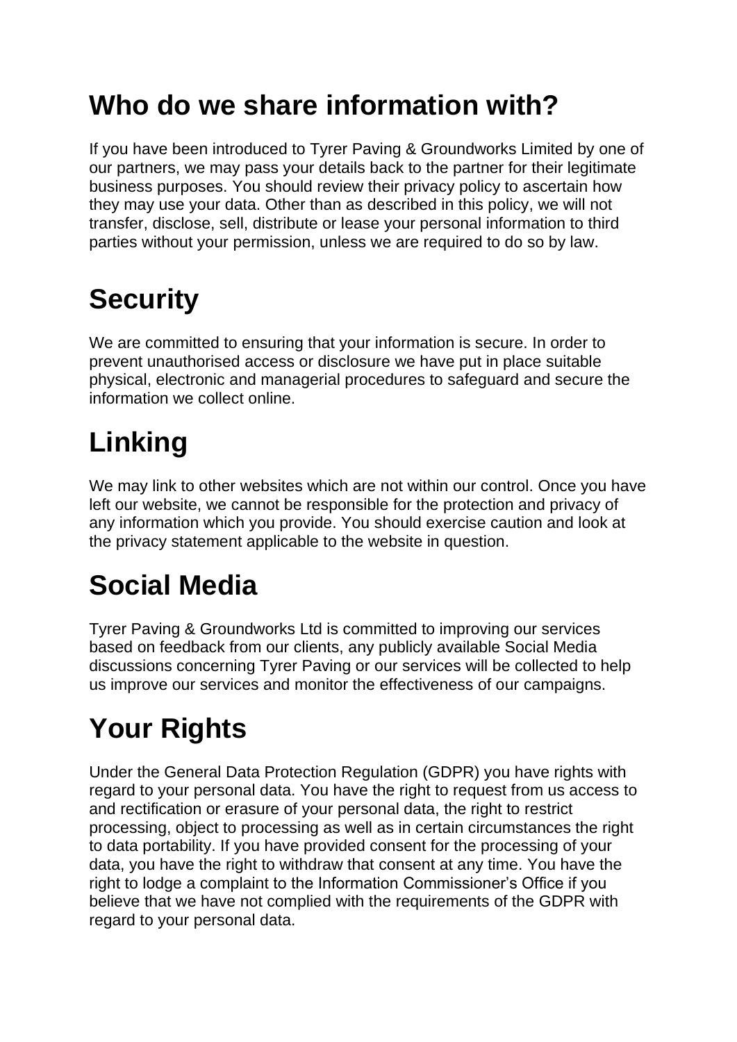# Who do we share information with?

If you have been introduced to Tyrer Paving & Groundworks Limited by one of our partners, we may pass your details back to the partner for their legitimate business purposes. You should review their privacy policy to ascertain how they may use your data. Other than as described in this policy, we will not transfer, disclose, sell, distribute or lease your personal information to third parties without your permission, unless we are required to do so by law.

# Security

We are committed to ensuring that your information is secure. In order to prevent unauthorised access or disclosure we have put in place suitable physical, electronic and managerial procedures to safeguard and secure the information we collect online.

# Linking

We may link to other websites which are not within our control. Once you have left our website, we cannot be responsible for the protection and privacy of any information which you provide. You should exercise caution and look at the privacy statement applicable to the website in question.

# Social Media

Tyrer Paving & Groundworks Ltd is committed to improving our services based on feedback from our clients, any publicly available Social Media discussions concerning Tyrer Paving or our services will be collected to help us improve our services and monitor the effectiveness of our campaigns.

# Your Rights

Under the General Data Protection Regulation (GDPR) you have rights with regard to your personal data. You have the right to request from us access to and rectification or erasure of your personal data, the right to restrict processing, object to processing as well as in certain circumstances the right to data portability. If you have provided consent for the processing of your data, you have the right to withdraw that consent at any time. You have the right to lodge a complaint to the Information Commissioner's Office if you believe that we have not complied with the requirements of the GDPR with regard to your personal data.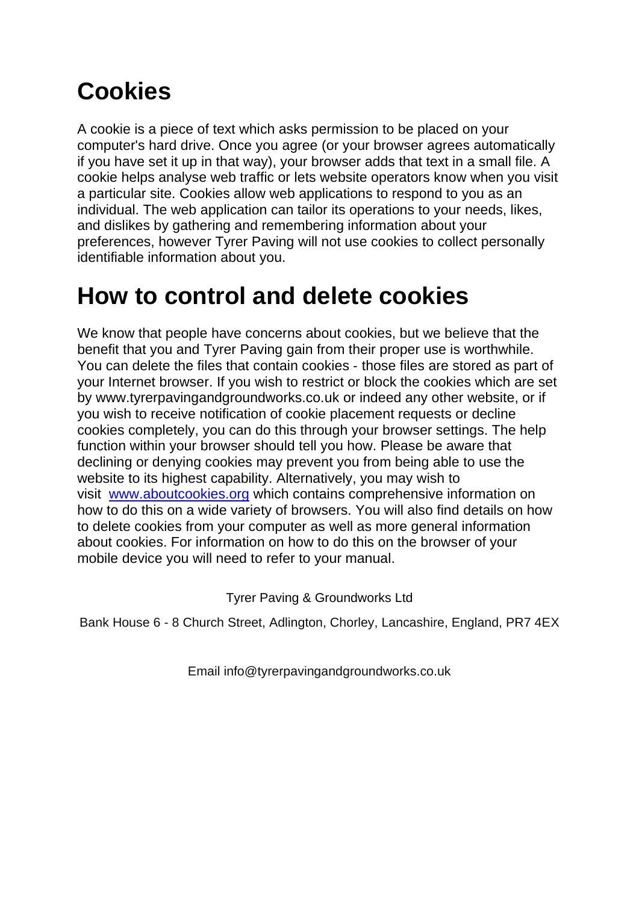# Cookies

A cookie is a piece of text which asks permission to be placed on your computer's hard drive. Once you agree (or your browser agrees automatically if you have set it up in that way), your browser adds that text in a small file. A cookie helps analyse web traffic or lets website operators know when you visit a particular site. Cookies allow web applications to respond to you as an individual. The web application can tailor its operations to your needs, likes, and dislikes by gathering and remembering information about your preferences, however Tyrer Paving will not use cookies to collect personally identifiable information about you.

# How to control and delete cookies

We know that people have concerns about cookies, but we believe that the benefit that you and Tyrer Paving gain from their proper use is worthwhile. You can delete the files that contain cookies - those files are stored as part of your Internet browser. If you wish to restrict or block the cookies which are set by www.tyrerpavingandgroundworks.co.uk or indeed any other website, or if you wish to receive notification of cookie placement requests or decline cookies completely, you can do this through your browser settings. The help function within your browser should tell you how. Please be aware that declining or denying cookies may prevent you from being able to use the website to its highest capability. Alternatively, you may wish to visit [www.aboutcookies.org](http://www.aboutcookies.org) which contains comprehensive information on how to do this on a wide variety of browsers. You will also find details on how to delete cookies from your computer as well as more general information about cookies. For information on how to do this on the browser of your mobile device you will need to refer to your manual.

Tyrer Paving & Groundworks Ltd

Bank House 6 - 8 Church Street, Adlington, Chorley, Lancashire, England, PR7 4EX

Email info@tyrerpavingandgroundworks.co.uk